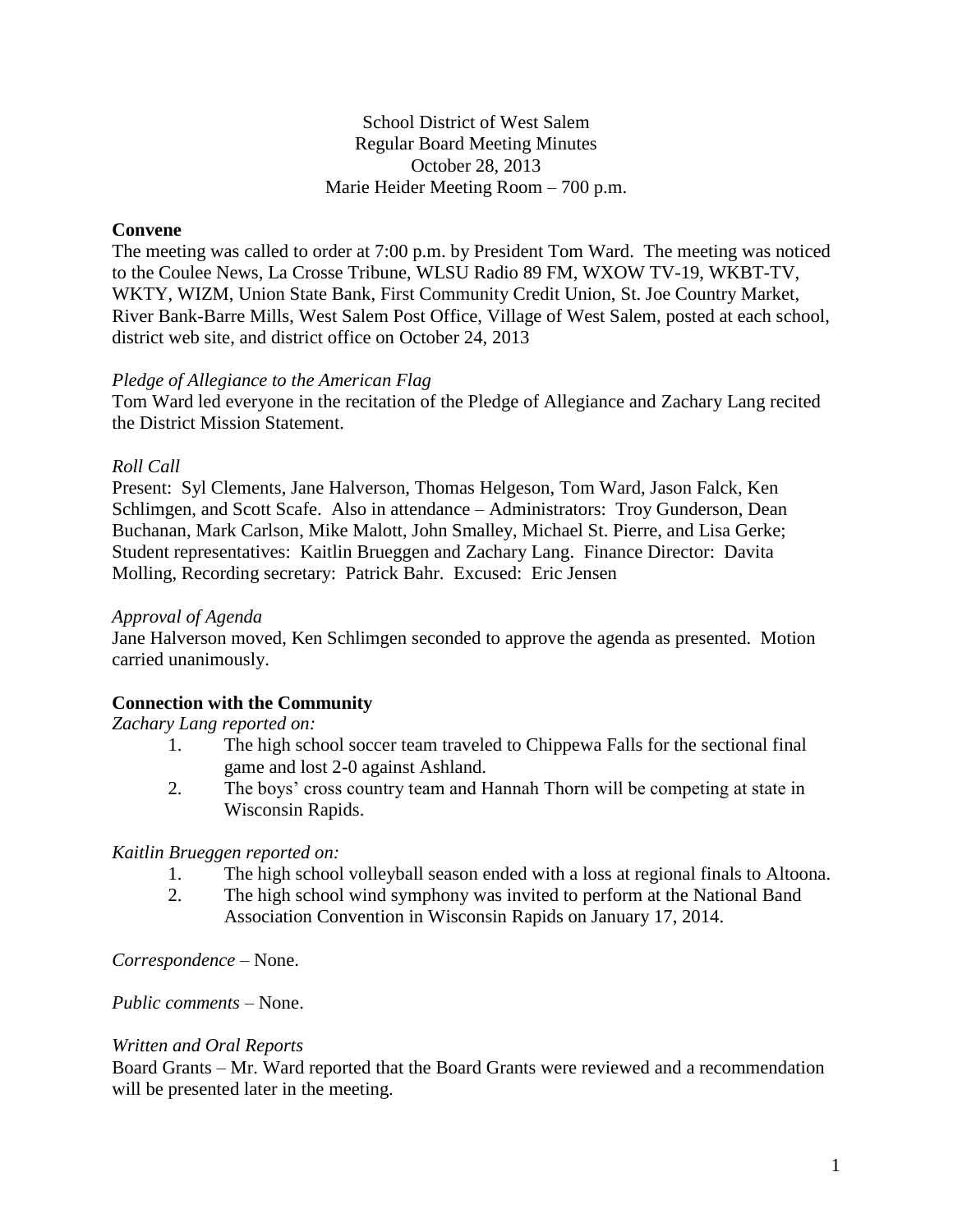School District of West Salem
Regular Board Meeting Minutes
October 28, 2013
Marie Heider Meeting Room – 700 p.m.

## Convene

The meeting was called to order at 7:00 p.m. by President Tom Ward. The meeting was noticed to the Coulee News, La Crosse Tribune, WLSU Radio 89 FM, WXOW TV-19, WKBT-TV, WKTY, WIZM, Union State Bank, First Community Credit Union, St. Joe Country Market, River Bank-Barre Mills, West Salem Post Office, Village of West Salem, posted at each school, district web site, and district office on October 24, 2013

*Pledge of Allegiance to the American Flag*

Tom Ward led everyone in the recitation of the Pledge of Allegiance and Zachary Lang recited the District Mission Statement.

*Roll Call*

Present: Syl Clements, Jane Halverson, Thomas Helgeson, Tom Ward, Jason Falck, Ken Schlimgen, and Scott Scafe. Also in attendance – Administrators: Troy Gunderson, Dean Buchanan, Mark Carlson, Mike Malott, John Smalley, Michael St. Pierre, and Lisa Gerke; Student representatives: Kaitlin Brueggen and Zachary Lang. Finance Director: Davita Molling, Recording secretary: Patrick Bahr. Excused: Eric Jensen

*Approval of Agenda*

Jane Halverson moved, Ken Schlimgen seconded to approve the agenda as presented. Motion carried unanimously.

## Connection with the Community

*Zachary Lang reported on:*

1. The high school soccer team traveled to Chippewa Falls for the sectional final game and lost 2-0 against Ashland.
2. The boys' cross country team and Hannah Thorn will be competing at state in Wisconsin Rapids.

*Kaitlin Brueggen reported on:*

1. The high school volleyball season ended with a loss at regional finals to Altoona.
2. The high school wind symphony was invited to perform at the National Band Association Convention in Wisconsin Rapids on January 17, 2014.

*Correspondence* – None.

*Public comments* – None.

*Written and Oral Reports*

Board Grants – Mr. Ward reported that the Board Grants were reviewed and a recommendation will be presented later in the meeting.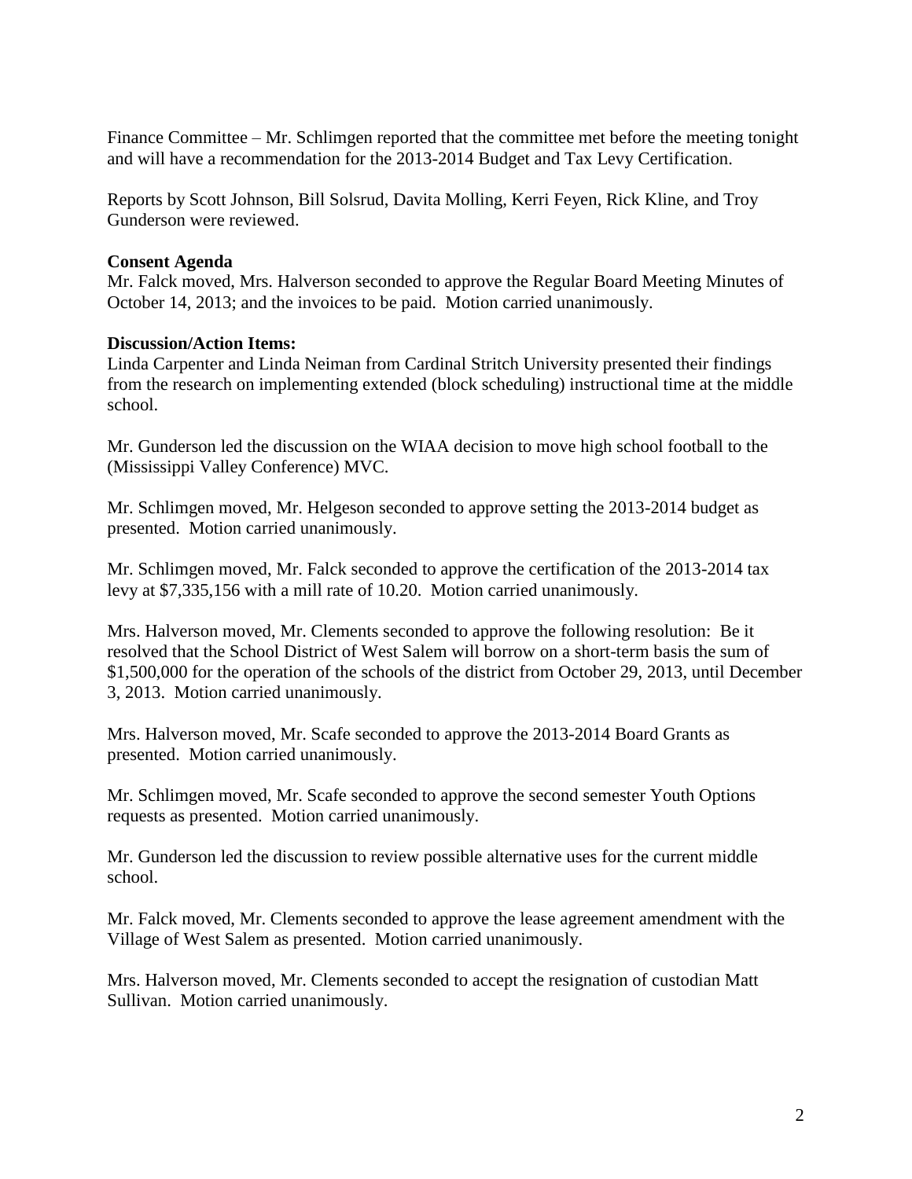Finance Committee – Mr. Schlimgen reported that the committee met before the meeting tonight and will have a recommendation for the 2013-2014 Budget and Tax Levy Certification.

Reports by Scott Johnson, Bill Solsrud, Davita Molling, Kerri Feyen, Rick Kline, and Troy Gunderson were reviewed.

**Consent Agenda**
Mr. Falck moved, Mrs. Halverson seconded to approve the Regular Board Meeting Minutes of October 14, 2013; and the invoices to be paid. Motion carried unanimously.

**Discussion/Action Items:**
Linda Carpenter and Linda Neiman from Cardinal Stritch University presented their findings from the research on implementing extended (block scheduling) instructional time at the middle school.

Mr. Gunderson led the discussion on the WIAA decision to move high school football to the (Mississippi Valley Conference) MVC.

Mr. Schlimgen moved, Mr. Helgeson seconded to approve setting the 2013-2014 budget as presented. Motion carried unanimously.

Mr. Schlimgen moved, Mr. Falck seconded to approve the certification of the 2013-2014 tax levy at $7,335,156 with a mill rate of 10.20. Motion carried unanimously.

Mrs. Halverson moved, Mr. Clements seconded to approve the following resolution: Be it resolved that the School District of West Salem will borrow on a short-term basis the sum of $1,500,000 for the operation of the schools of the district from October 29, 2013, until December 3, 2013. Motion carried unanimously.

Mrs. Halverson moved, Mr. Scafe seconded to approve the 2013-2014 Board Grants as presented. Motion carried unanimously.

Mr. Schlimgen moved, Mr. Scafe seconded to approve the second semester Youth Options requests as presented. Motion carried unanimously.

Mr. Gunderson led the discussion to review possible alternative uses for the current middle school.

Mr. Falck moved, Mr. Clements seconded to approve the lease agreement amendment with the Village of West Salem as presented. Motion carried unanimously.

Mrs. Halverson moved, Mr. Clements seconded to accept the resignation of custodian Matt Sullivan. Motion carried unanimously.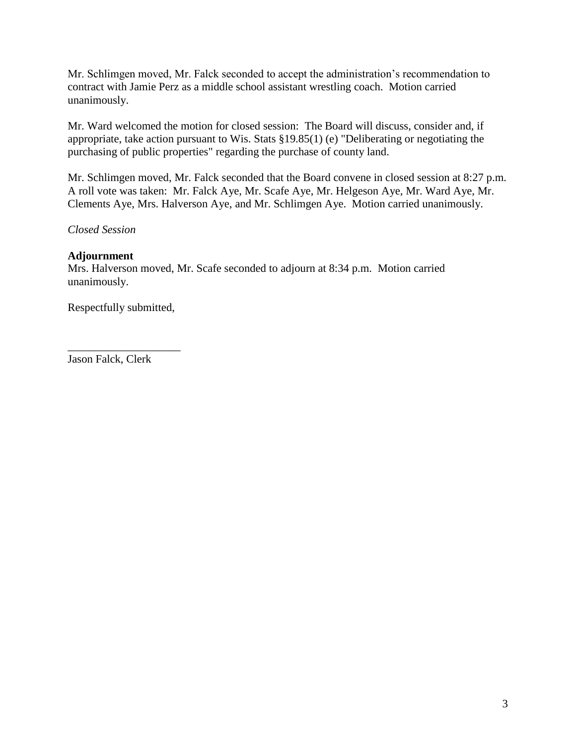Mr. Schlimgen moved, Mr. Falck seconded to accept the administration's recommendation to contract with Jamie Perz as a middle school assistant wrestling coach. Motion carried unanimously.

Mr. Ward welcomed the motion for closed session: The Board will discuss, consider and, if appropriate, take action pursuant to Wis. Stats §19.85(1) (e) "Deliberating or negotiating the purchasing of public properties" regarding the purchase of county land.

Mr. Schlimgen moved, Mr. Falck seconded that the Board convene in closed session at 8:27 p.m. A roll vote was taken: Mr. Falck Aye, Mr. Scafe Aye, Mr. Helgeson Aye, Mr. Ward Aye, Mr. Clements Aye, Mrs. Halverson Aye, and Mr. Schlimgen Aye. Motion carried unanimously.

*Closed Session*

**Adjournment**

Mrs. Halverson moved, Mr. Scafe seconded to adjourn at 8:34 p.m. Motion carried unanimously.

Respectfully submitted,

____________________

Jason Falck, Clerk